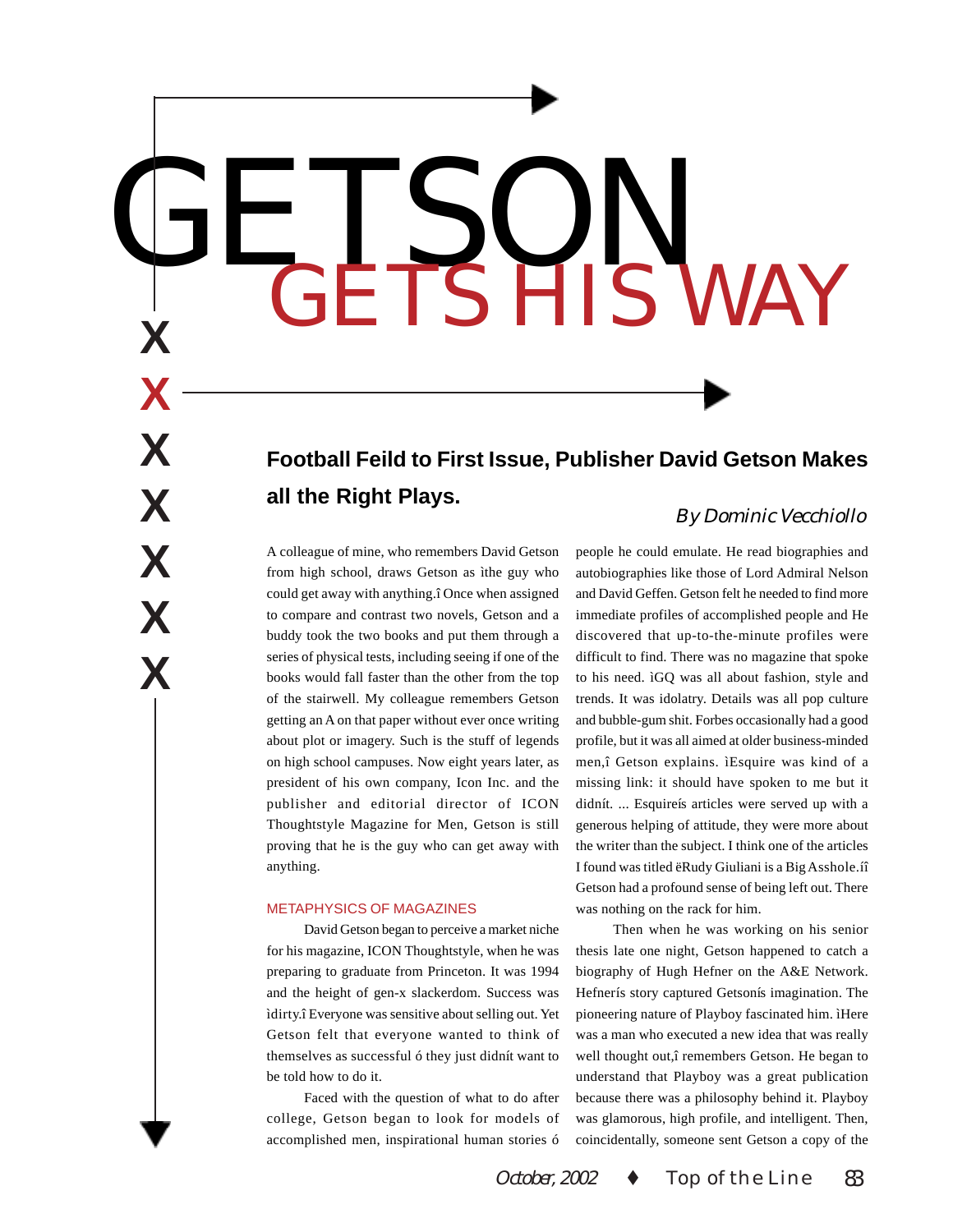# GETSON GETS HIS WAY

**Football Feild to First Issue, Publisher David Getson Makes all the Right Plays.**

*By Dominic Vecchiollo*

A colleague of mine, who remembers David Getson from high school, draws Getson as ìthe guy who could get away with anything.î Once when assigned to compare and contrast two novels, Getson and a buddy took the two books and put them through a series of physical tests, including seeing if one of the books would fall faster than the other from the top of the stairwell. My colleague remembers Getson getting an A on that paper without ever once writing about plot or imagery. Such is the stuff of legends on high school campuses. Now eight years later, as president of his own company, Icon Inc. and the publisher and editorial director of ICON Thoughtstyle Magazine for Men, Getson is still proving that he is the guy who can get away with anything.

## METAPHYSICS OF MAGAZINES

David Getson began to perceive a market niche for his magazine, ICON Thoughtstyle, when he was preparing to graduate from Princeton. It was 1994 and the height of gen-x slackerdom. Success was ìdirty.î Everyone was sensitive about selling out. Yet Getson felt that everyone wanted to think of themselves as successful ó they just didnít want to be told how to do it.

Faced with the question of what to do after college, Getson began to look for models of accomplished men, inspirational human stories ó people he could emulate. He read biographies and autobiographies like those of Lord Admiral Nelson and David Geffen. Getson felt he needed to find more immediate profiles of accomplished people and He discovered that up-to-the-minute profiles were difficult to find. There was no magazine that spoke to his need. ìGQ was all about fashion, style and trends. It was idolatry. Details was all pop culture and bubble-gum shit. Forbes occasionally had a good profile, but it was all aimed at older business-minded men,î Getson explains. ìEsquire was kind of a missing link: it should have spoken to me but it didnít. ... Esquireís articles were served up with a generous helping of attitude, they were more about the writer than the subject. I think one of the articles I found was titled ëRudy Giuliani is a Big Asshole.íî Getson had a profound sense of being left out. There was nothing on the rack for him.

Then when he was working on his senior thesis late one night, Getson happened to catch a biography of Hugh Hefner on the A&E Network. Hefnerís story captured Getsonís imagination. The pioneering nature of Playboy fascinated him. ìHere was a man who executed a new idea that was really well thought out,î remembers Getson. He began to understand that Playboy was a great publication because there was a philosophy behind it. Playboy was glamorous, high profile, and intelligent. Then, coincidentally, someone sent Getson a copy of the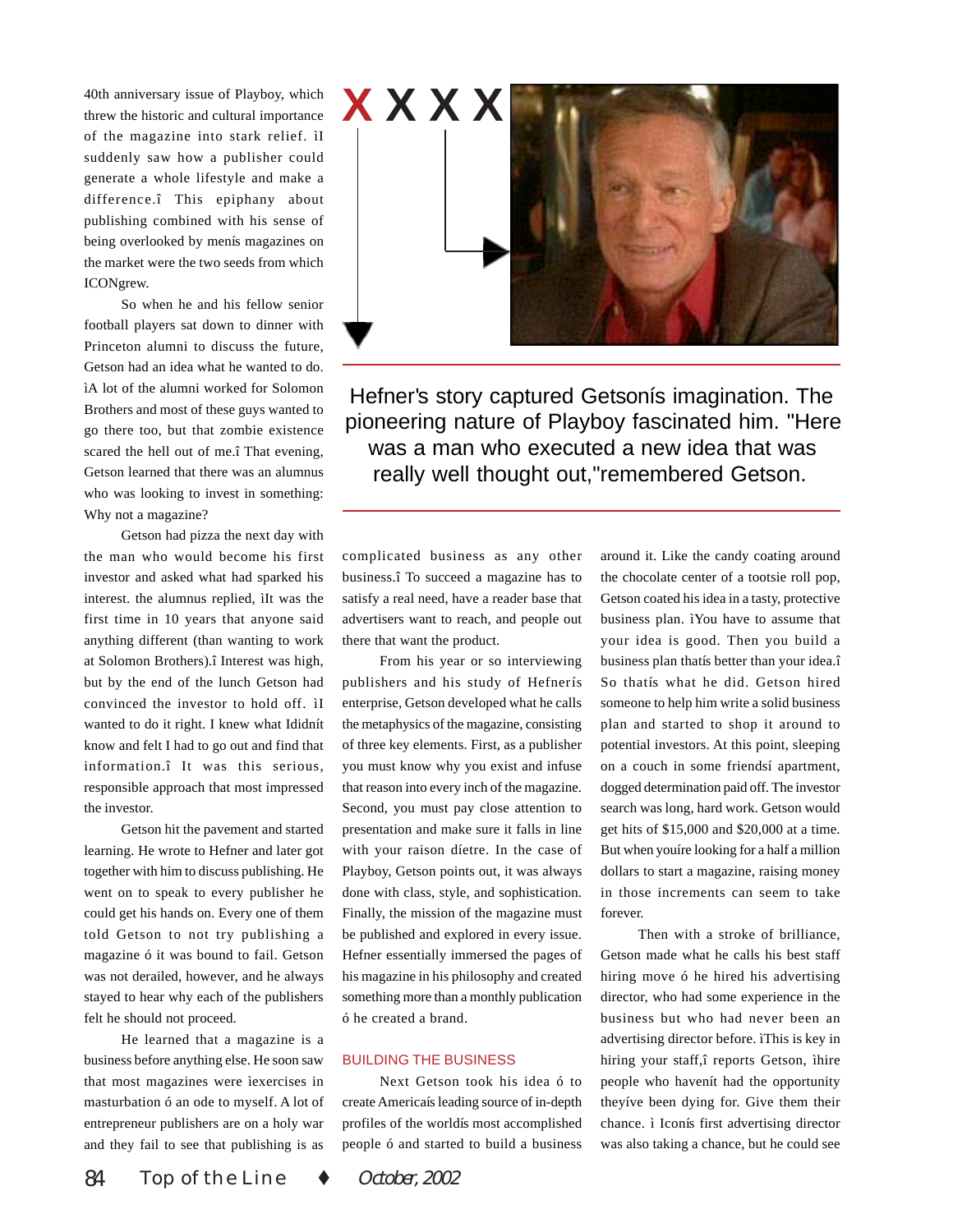40th anniversary issue of Playboy, which threw the historic and cultural importance of the magazine into stark relief. ìI suddenly saw how a publisher could generate a whole lifestyle and make a difference.î This epiphany about publishing combined with his sense of being overlooked by menís magazines on the market were the two seeds from which ICONgrew.

So when he and his fellow senior football players sat down to dinner with Princeton alumni to discuss the future, Getson had an idea what he wanted to do. ìA lot of the alumni worked for Solomon Brothers and most of these guys wanted to go there too, but that zombie existence scared the hell out of me.î That evening, Getson learned that there was an alumnus who was looking to invest in something: Why not a magazine?

Getson had pizza the next day with the man who would become his first investor and asked what had sparked his interest. the alumnus replied, ìIt was the first time in 10 years that anyone said anything different (than wanting to work at Solomon Brothers).î Interest was high, but by the end of the lunch Getson had convinced the investor to hold off. ìI wanted to do it right. I knew what Ididnít know and felt I had to go out and find that information.î It was this serious, responsible approach that most impressed the investor.

Getson hit the pavement and started learning. He wrote to Hefner and later got together with him to discuss publishing. He went on to speak to every publisher he could get his hands on. Every one of them told Getson to not try publishing a magazine ó it was bound to fail. Getson was not derailed, however, and he always stayed to hear why each of the publishers felt he should not proceed.

He learned that a magazine is a business before anything else. He soon saw that most magazines were ìexercises in masturbation ó an ode to myself. A lot of entrepreneur publishers are on a holy war and they fail to see that publishing is as complicated business as any other business.î To succeed a magazine has to satisfy a real need, have a reader base that advertisers want to reach, and people out there that want the product.

Hefner's story captured Getsonís imagination. The pioneering nature of Playboy fascinated him. "Here was a man who executed a new idea that was really well thought out,"remembered Getson.

From his year or so interviewing publishers and his study of Hefnerís enterprise, Getson developed what he calls the metaphysics of the magazine, consisting of three key elements. First, as a publisher you must know why you exist and infuse that reason into every inch of the magazine. Second, you must pay close attention to presentation and make sure it falls in line with your raison díetre. In the case of Playboy, Getson points out, it was always done with class, style, and sophistication. Finally, the mission of the magazine must be published and explored in every issue. Hefner essentially immersed the pages of his magazine in his philosophy and created something more than a monthly publication ó he created a brand.

## BUILDING THE BUSINESS

Next Getson took his idea ó to create Americaís leading source of in-depth profiles of the worldís most accomplished people ó and started to build a business around it. Like the candy coating around the chocolate center of a tootsie roll pop, Getson coated his idea in a tasty, protective business plan. ìYou have to assume that your idea is good. Then you build a business plan thatís better than your idea.î So thatís what he did. Getson hired someone to help him write a solid business plan and started to shop it around to potential investors. At this point, sleeping on a couch in some friendsí apartment, dogged determination paid off. The investor search was long, hard work. Getson would get hits of $15,000 and $20,000 at a time. But when youíre looking for a half a million dollars to start a magazine, raising money in those increments can seem to take forever.

Then with a stroke of brilliance, Getson made what he calls his best staff hiring move ó he hired his advertising director, who had some experience in the business but who had never been an advertising director before. ìThis is key in hiring your staff,î reports Getson, ìhire people who havenít had the opportunity theyíve been dying for. Give them their chance. ì Iconís first advertising director was also taking a chance, but he could see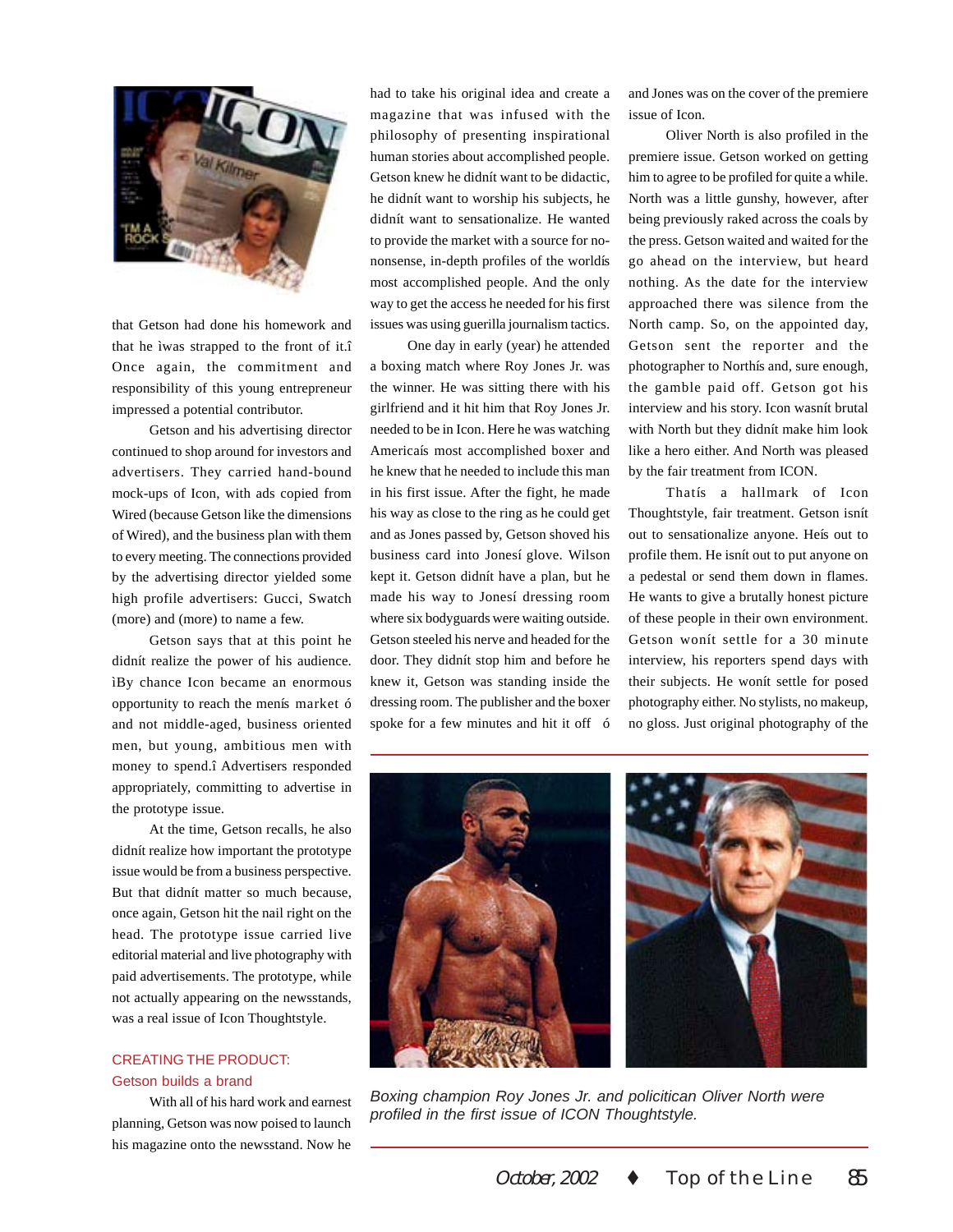that Getson had done his homework and that he ìwas strapped to the front of it.î Once again, the commitment and responsibility of this young entrepreneur impressed a potential contributor.

Getson and his advertising director continued to shop around for investors and advertisers. They carried hand-bound mock-ups of Icon, with ads copied from Wired (because Getson like the dimensions of Wired), and the business plan with them to every meeting. The connections provided by the advertising director yielded some high profile advertisers: Gucci, Swatch (more) and (more) to name a few.

Getson says that at this point he didnít realize the power of his audience. ìBy chance Icon became an enormous opportunity to reach the menís market ó and not middle-aged, business oriented men, but young, ambitious men with money to spend.î Advertisers responded appropriately, committing to advertise in the prototype issue.

At the time, Getson recalls, he also didnít realize how important the prototype issue would be from a business perspective. But that didnít matter so much because, once again, Getson hit the nail right on the head. The prototype issue carried live editorial material and live photography with paid advertisements. The prototype, while not actually appearing on the newsstands, was a real issue of Icon Thoughtstyle.

## CREATING THE PRODUCT: Getson builds a brand

With all of his hard work and earnest planning, Getson was now poised to launch his magazine onto the newsstand. Now he had to take his original idea and create a magazine that was infused with the philosophy of presenting inspirational human stories about accomplished people. Getson knew he didnít want to be didactic, he didnít want to worship his subjects, he didnít want to sensationalize. He wanted to provide the market with a source for no-nonsense, in-depth profiles of the worldís most accomplished people. And the only way to get the access he needed for his first issues was using guerilla journalism tactics.

One day in early (year) he attended a boxing match where Roy Jones Jr. was the winner. He was sitting there with his girlfriend and it hit him that Roy Jones Jr. needed to be in Icon. Here he was watching Americaís most accomplished boxer and he knew that he needed to include this man in his first issue. After the fight, he made his way as close to the ring as he could get and as Jones passed by, Getson shoved his business card into Jonesí glove. Wilson kept it. Getson didnít have a plan, but he made his way to Jonesí dressing room where six bodyguards were waiting outside. Getson steeled his nerve and headed for the door. They didnít stop him and before he knew it, Getson was standing inside the dressing room. The publisher and the boxer spoke for a few minutes and hit it off ó and Jones was on the cover of the premiere issue of Icon.

Oliver North is also profiled in the premiere issue. Getson worked on getting him to agree to be profiled for quite a while. North was a little gunshy, however, after being previously raked across the coals by the press. Getson waited and waited for the go ahead on the interview, but heard nothing. As the date for the interview approached there was silence from the North camp. So, on the appointed day, Getson sent the reporter and the photographer to Northís and, sure enough, the gamble paid off. Getson got his interview and his story. Icon wasnít brutal with North but they didnít make him look like a hero either. And North was pleased by the fair treatment from ICON.

Thatís a hallmark of Icon Thoughtstyle, fair treatment. Getson isnít out to sensationalize anyone. Heís out to profile them. He isnít out to put anyone on a pedestal or send them down in flames. He wants to give a brutally honest picture of these people in their own environment. Getson wonít settle for a 30 minute interview, his reporters spend days with their subjects. He wonít settle for posed photography either. No stylists, no makeup, no gloss. Just original photography of the

*Boxing champion Roy Jones Jr. and policitican Oliver North were profiled in the first issue of ICON Thoughtstyle.*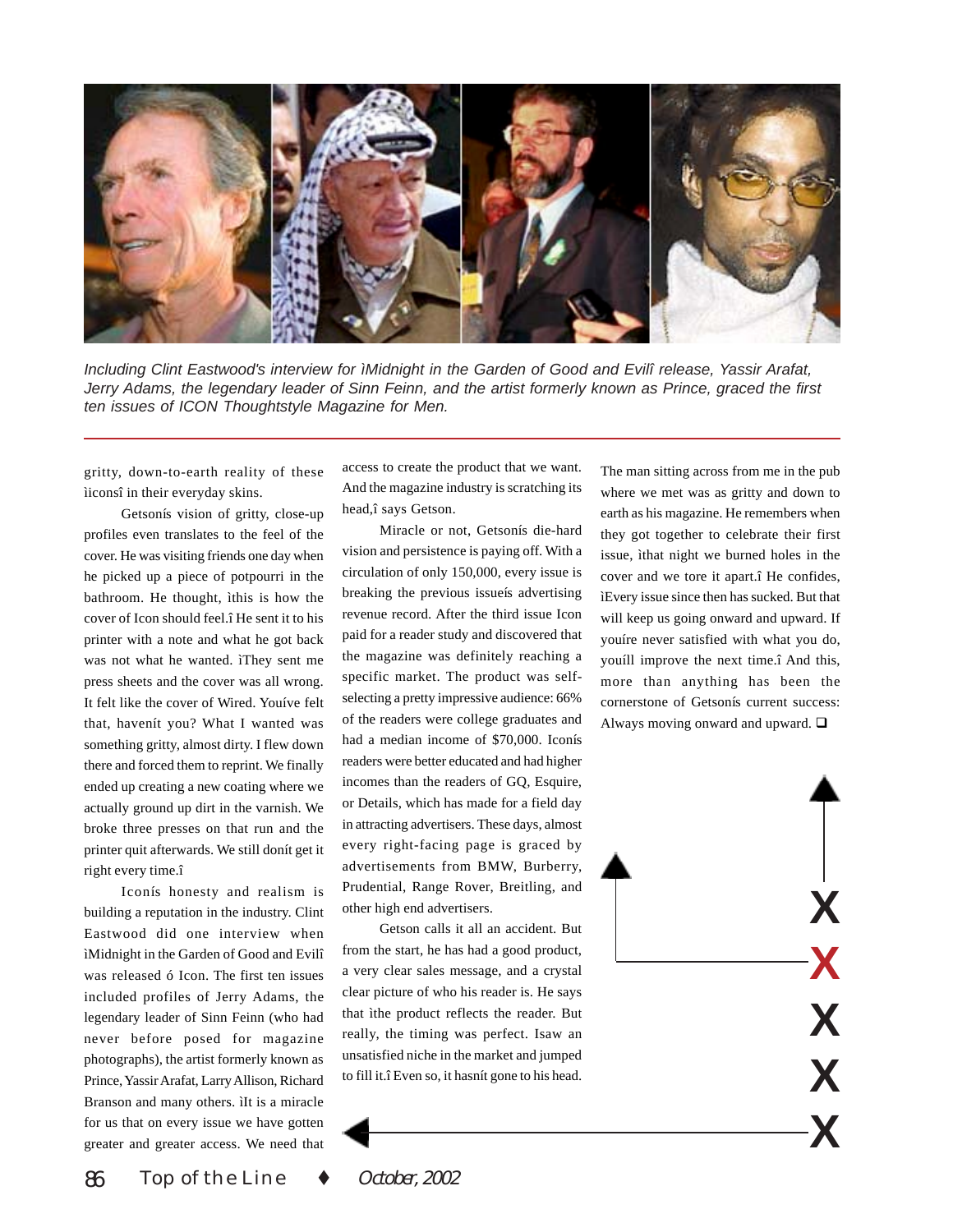*Including Clint Eastwood's interview for ìMidnight in the Garden of Good and Evilî release, Yassir Arafat, Jerry Adams, the legendary leader of Sinn Feinn, and the artist formerly known as Prince, graced the first ten issues of ICON Thoughtstyle Magazine for Men.*

gritty, down-to-earth reality of these ìiconsî in their everyday skins.

Getsonís vision of gritty, close-up profiles even translates to the feel of the cover. He was visiting friends one day when he picked up a piece of potpourri in the bathroom. He thought, ìthis is how the cover of Icon should feel.î He sent it to his printer with a note and what he got back was not what he wanted. ìThey sent me press sheets and the cover was all wrong. It felt like the cover of Wired. Youíve felt that, havenít you? What I wanted was something gritty, almost dirty. I flew down there and forced them to reprint. We finally ended up creating a new coating where we actually ground up dirt in the varnish. We broke three presses on that run and the printer quit afterwards. We still donít get it right every time.î

Iconís honesty and realism is building a reputation in the industry. Clint Eastwood did one interview when ìMidnight in the Garden of Good and Evilî was released ó Icon. The first ten issues included profiles of Jerry Adams, the legendary leader of Sinn Feinn (who had never before posed for magazine photographs), the artist formerly known as Prince, Yassir Arafat, Larry Allison, Richard Branson and many others. ìIt is a miracle for us that on every issue we have gotten greater and greater access. We need that access to create the product that we want. And the magazine industry is scratching its head,î says Getson.

Miracle or not, Getsonís die-hard vision and persistence is paying off. With a circulation of only 150,000, every issue is breaking the previous issueís advertising revenue record. After the third issue Icon paid for a reader study and discovered that the magazine was definitely reaching a specific market. The product was self-selecting a pretty impressive audience: 66% of the readers were college graduates and had a median income of $70,000. Iconís readers were better educated and had higher incomes than the readers of GQ, Esquire, or Details, which has made for a field day in attracting advertisers. These days, almost every right-facing page is graced by advertisements from BMW, Burberry, Prudential, Range Rover, Breitling, and other high end advertisers.

Getson calls it all an accident. But from the start, he has had a good product, a very clear sales message, and a crystal clear picture of who his reader is. He says that ìthe product reflects the reader. But really, the timing was perfect. Isaw an unsatisfied niche in the market and jumped to fill it.î Even so, it hasnít gone to his head. The man sitting across from me in the pub where we met was as gritty and down to earth as his magazine. He remembers when they got together to celebrate their first issue, ìthat night we burned holes in the cover and we tore it apart.î He confides, ìEvery issue since then has sucked. But that will keep us going onward and upward. If youíre never satisfied with what you do, youíll improve the next time.î And this, more than anything has been the cornerstone of Getsonís current success: Always moving onward and upward. ❑